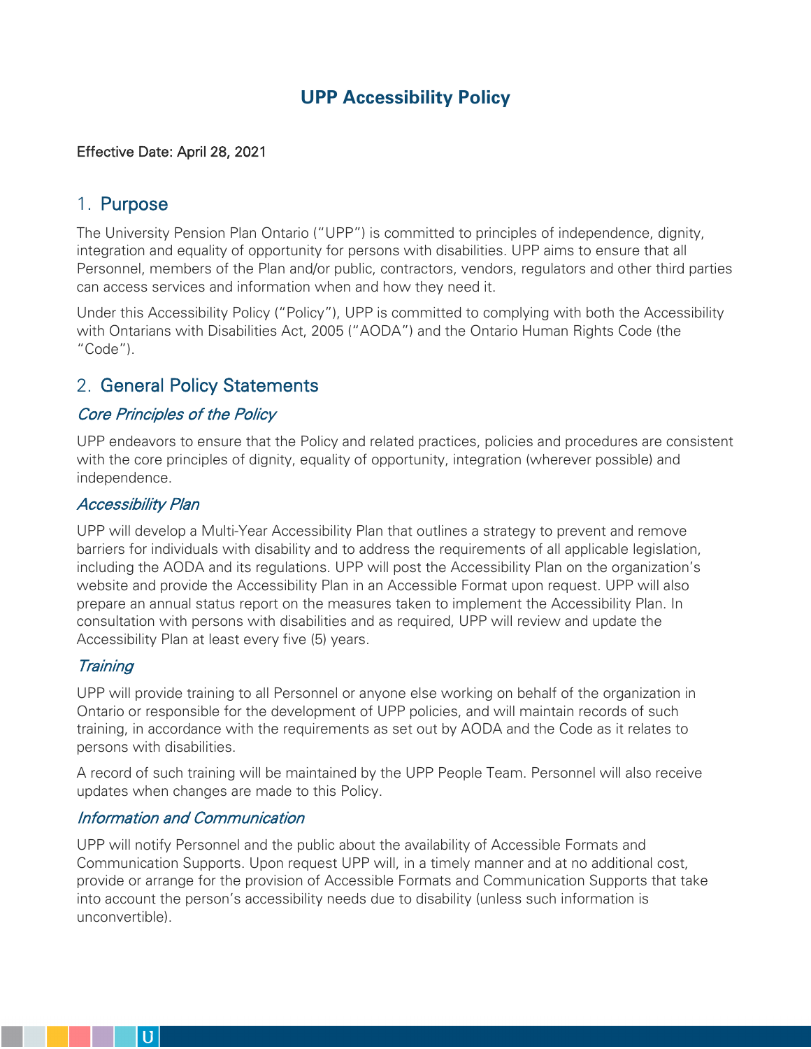# UPP Accessibility Policy

Effective Date: April 28, 2021

## 1. Purpose

The University Pension Plan Ontario ("UPP") is committed to principles of independence, dignity, integration and equality of opportunity for persons with disabilities. UPP aims to ensure that all Personnel, members of the Plan and/or public, contractors, vendors, regulators and other third parties can access services and information when and how they need it.

Under this Accessibility Policy ("Policy"), UPP is committed to complying with both the Accessibility with Ontarians with Disabilities Act, 2005 ("AODA") and the Ontario Human Rights Code (the "Code").

## 2. General Policy Statements

### *Core Principles of the Policy*

UPP endeavors to ensure that the Policy and related practices, policies and procedures are consistent with the core principles of dignity, equality of opportunity, integration (wherever possible) and independence.

### *Accessibility Plan*

UPP will develop a Multi-Year Accessibility Plan that outlines a strategy to prevent and remove barriers for individuals with disability and to address the requirements of all applicable legislation, including the AODA and its regulations. UPP will post the Accessibility Plan on the organization's website and provide the Accessibility Plan in an Accessible Format upon request. UPP will also prepare an annual status report on the measures taken to implement the Accessibility Plan. In consultation with persons with disabilities and as required, UPP will review and update the Accessibility Plan at least every five (5) years.

### *Training*

UPP will provide training to all Personnel or anyone else working on behalf of the organization in Ontario or responsible for the development of UPP policies, and will maintain records of such training, in accordance with the requirements as set out by AODA and the Code as it relates to persons with disabilities.

A record of such training will be maintained by the UPP People Team. Personnel will also receive updates when changes are made to this Policy.

### *Information and Communication*

UPP will notify Personnel and the public about the availability of Accessible Formats and Communication Supports. Upon request UPP will, in a timely manner and at no additional cost, provide or arrange for the provision of Accessible Formats and Communication Supports that take into account the person's accessibility needs due to disability (unless such information is unconvertible).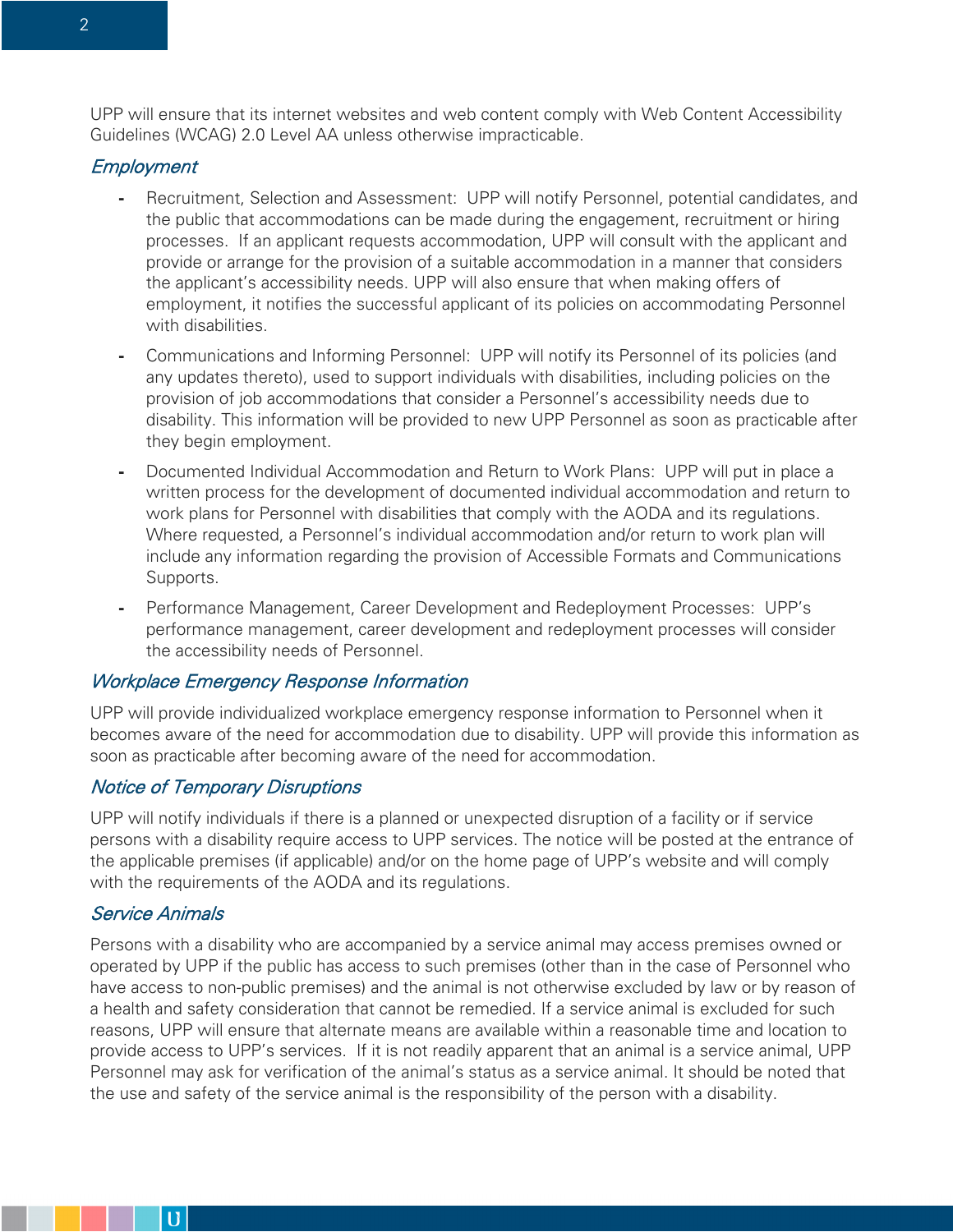UPP will ensure that its internet websites and web content comply with Web Content Accessibility Guidelines (WCAG) 2.0 Level AA unless otherwise impracticable.

### *Employment*

- Recruitment, Selection and Assessment: UPP will notify Personnel, potential candidates, and the public that accommodations can be made during the engagement, recruitment or hiring processes. If an applicant requests accommodation, UPP will consult with the applicant and provide or arrange for the provision of a suitable accommodation in a manner that considers the applicant's accessibility needs. UPP will also ensure that when making offers of employment, it notifies the successful applicant of its policies on accommodating Personnel with disabilities.
- Communications and Informing Personnel: UPP will notify its Personnel of its policies (and any updates thereto), used to support individuals with disabilities, including policies on the provision of job accommodations that consider a Personnel's accessibility needs due to disability. This information will be provided to new UPP Personnel as soon as practicable after they begin employment.
- Documented Individual Accommodation and Return to Work Plans: UPP will put in place a written process for the development of documented individual accommodation and return to work plans for Personnel with disabilities that comply with the AODA and its regulations. Where requested, a Personnel's individual accommodation and/or return to work plan will include any information regarding the provision of Accessible Formats and Communications Supports.
- Performance Management, Career Development and Redeployment Processes: UPP's performance management, career development and redeployment processes will consider the accessibility needs of Personnel.

### *Workplace Emergency Response Information*

UPP will provide individualized workplace emergency response information to Personnel when it becomes aware of the need for accommodation due to disability. UPP will provide this information as soon as practicable after becoming aware of the need for accommodation.

### *Notice of Temporary Disruptions*

UPP will notify individuals if there is a planned or unexpected disruption of a facility or if service persons with a disability require access to UPP services. The notice will be posted at the entrance of the applicable premises (if applicable) and/or on the home page of UPP's website and will comply with the requirements of the AODA and its regulations.

### *Service Animals*

Persons with a disability who are accompanied by a service animal may access premises owned or operated by UPP if the public has access to such premises (other than in the case of Personnel who have access to non-public premises) and the animal is not otherwise excluded by law or by reason of a health and safety consideration that cannot be remedied. If a service animal is excluded for such reasons, UPP will ensure that alternate means are available within a reasonable time and location to provide access to UPP's services. If it is not readily apparent that an animal is a service animal, UPP Personnel may ask for verification of the animal's status as a service animal. It should be noted that the use and safety of the service animal is the responsibility of the person with a disability.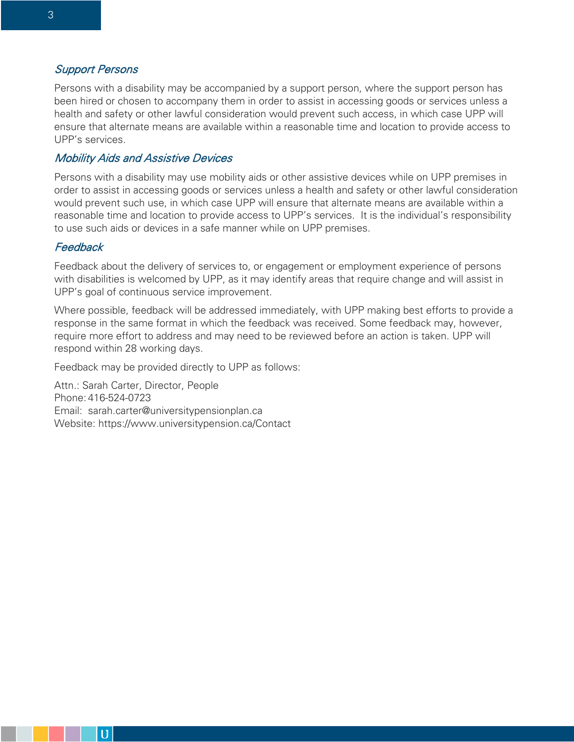### *Support Persons*

Persons with a disability may be accompanied by a support person, where the support person has been hired or chosen to accompany them in order to assist in accessing goods or services unless a health and safety or other lawful consideration would prevent such access, in which case UPP will ensure that alternate means are available within a reasonable time and location to provide access to UPP's services.

### *Mobility Aids and Assistive Devices*

Persons with a disability may use mobility aids or other assistive devices while on UPP premises in order to assist in accessing goods or services unless a health and safety or other lawful consideration would prevent such use, in which case UPP will ensure that alternate means are available within a reasonable time and location to provide access to UPP's services. It is the individual's responsibility to use such aids or devices in a safe manner while on UPP premises.

### *Feedback*

Feedback about the delivery of services to, or engagement or employment experience of persons with disabilities is welcomed by UPP, as it may identify areas that require change and will assist in UPP's goal of continuous service improvement.

Where possible, feedback will be addressed immediately, with UPP making best efforts to provide a response in the same format in which the feedback was received. Some feedback may, however, require more effort to address and may need to be reviewed before an action is taken. UPP will respond within 28 working days.

Feedback may be provided directly to UPP as follows:

Attn.: Sarah Carter, Director, People
Phone: 416-524-0723
Email: sarah.carter@universitypensionplan.ca
Website: https://www.universitypension.ca/Contact